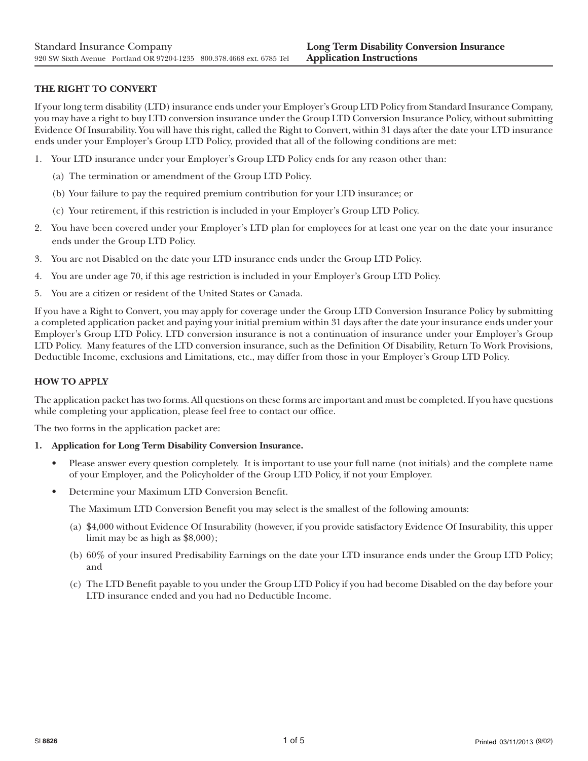Standard Insurance Company
920 SW Sixth Avenue Portland OR 97204-1235 800.378.4668 ext. 6785 Tel

# Long Term Disability Conversion Insurance Application Instructions

## THE RIGHT TO CONVERT

If your long term disability (LTD) insurance ends under your Employer's Group LTD Policy from Standard Insurance Company, you may have a right to buy LTD conversion insurance under the Group LTD Conversion Insurance Policy, without submitting Evidence Of Insurability. You will have this right, called the Right to Convert, within 31 days after the date your LTD insurance ends under your Employer's Group LTD Policy, provided that all of the following conditions are met:

1. Your LTD insurance under your Employer's Group LTD Policy ends for any reason other than:
   (a) The termination or amendment of the Group LTD Policy.
   (b) Your failure to pay the required premium contribution for your LTD insurance; or
   (c) Your retirement, if this restriction is included in your Employer's Group LTD Policy.
2. You have been covered under your Employer's LTD plan for employees for at least one year on the date your insurance ends under the Group LTD Policy.
3. You are not Disabled on the date your LTD insurance ends under the Group LTD Policy.
4. You are under age 70, if this age restriction is included in your Employer's Group LTD Policy.
5. You are a citizen or resident of the United States or Canada.

If you have a Right to Convert, you may apply for coverage under the Group LTD Conversion Insurance Policy by submitting a completed application packet and paying your initial premium within 31 days after the date your insurance ends under your Employer's Group LTD Policy. LTD conversion insurance is not a continuation of insurance under your Employer's Group LTD Policy. Many features of the LTD conversion insurance, such as the Definition Of Disability, Return To Work Provisions, Deductible Income, exclusions and Limitations, etc., may differ from those in your Employer's Group LTD Policy.

## HOW TO APPLY

The application packet has two forms. All questions on these forms are important and must be completed. If you have questions while completing your application, please feel free to contact our office.

The two forms in the application packet are:

1. **Application for Long Term Disability Conversion Insurance.**
   - Please answer every question completely. It is important to use your full name (not initials) and the complete name of your Employer, and the Policyholder of the Group LTD Policy, if not your Employer.
   - Determine your Maximum LTD Conversion Benefit.

     The Maximum LTD Conversion Benefit you may select is the smallest of the following amounts:

     (a) $4,000 without Evidence Of Insurability (however, if you provide satisfactory Evidence Of Insurability, this upper limit may be as high as $8,000);

     (b) 60% of your insured Predisability Earnings on the date your LTD insurance ends under the Group LTD Policy; and

     (c) The LTD Benefit payable to you under the Group LTD Policy if you had become Disabled on the day before your LTD insurance ended and you had no Deductible Income.

SI 8826 Printed 03/11/2013 (9/02)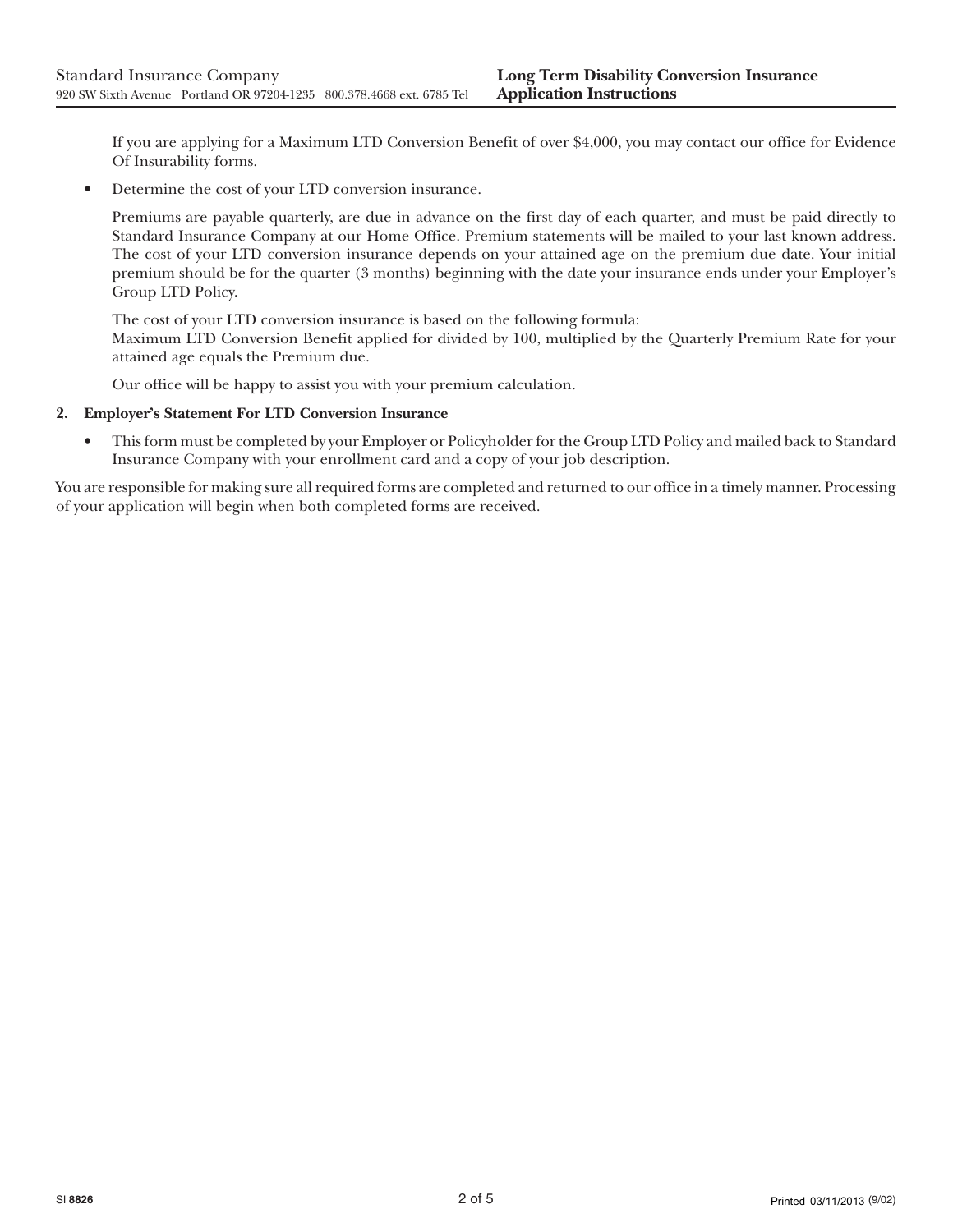If you are applying for a Maximum LTD Conversion Benefit of over $4,000, you may contact our office for Evidence Of Insurability forms.

- Determine the cost of your LTD conversion insurance.

  Premiums are payable quarterly, are due in advance on the first day of each quarter, and must be paid directly to Standard Insurance Company at our Home Office. Premium statements will be mailed to your last known address. The cost of your LTD conversion insurance depends on your attained age on the premium due date. Your initial premium should be for the quarter (3 months) beginning with the date your insurance ends under your Employer's Group LTD Policy.

  The cost of your LTD conversion insurance is based on the following formula:
  Maximum LTD Conversion Benefit applied for divided by 100, multiplied by the Quarterly Premium Rate for your attained age equals the Premium due.

  Our office will be happy to assist you with your premium calculation.

**2. Employer's Statement For LTD Conversion Insurance**

- This form must be completed by your Employer or Policyholder for the Group LTD Policy and mailed back to Standard Insurance Company with your enrollment card and a copy of your job description.

You are responsible for making sure all required forms are completed and returned to our office in a timely manner. Processing of your application will begin when both completed forms are received.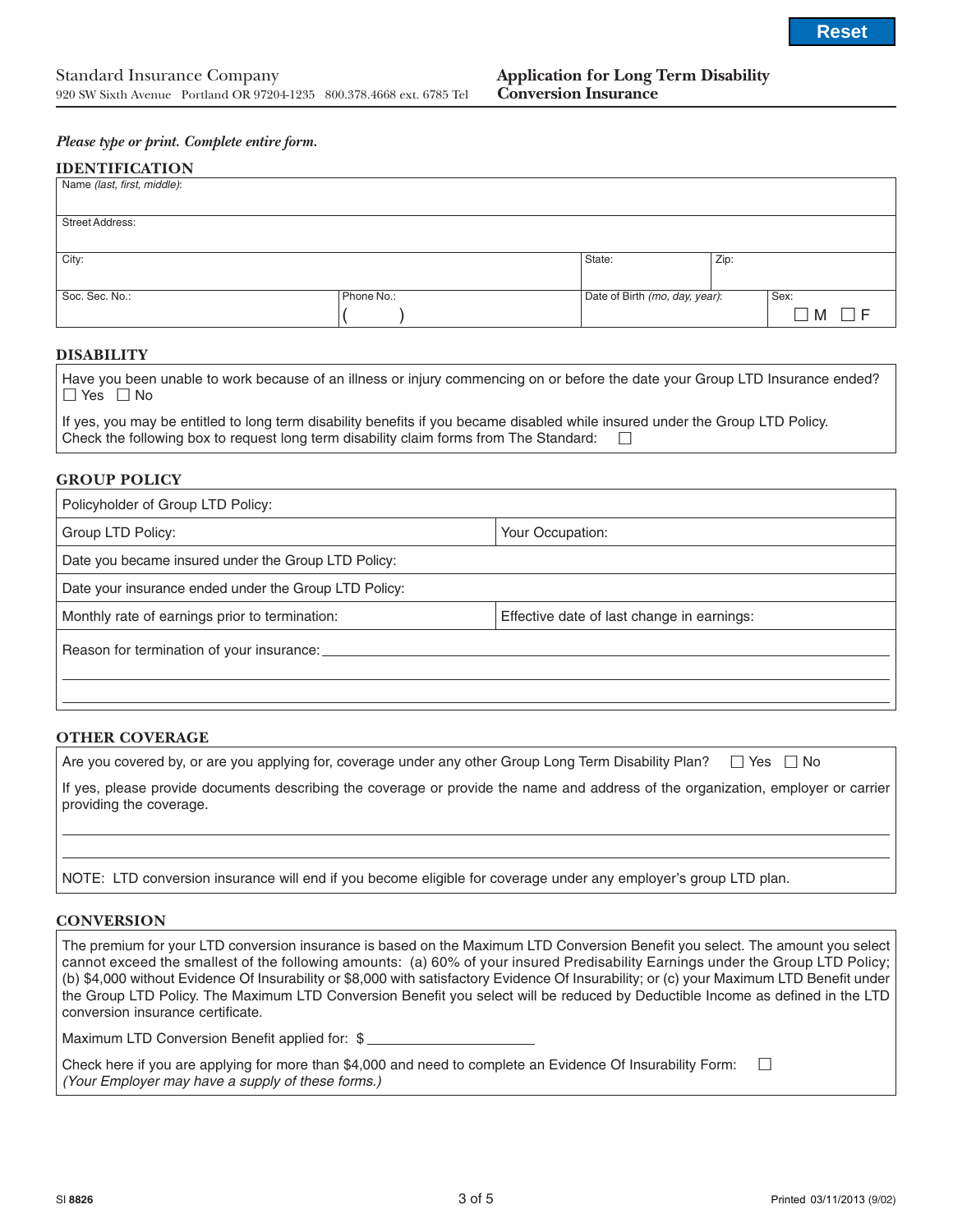Standard Insurance Company
920 SW Sixth Avenue  Portland OR 97204-1235  800.378.4668 ext. 6785 Tel

# Application for Long Term Disability Conversion Insurance

***Please type or print. Complete entire form.***

## IDENTIFICATION

| Name *(last, first, middle)*: | | | |
|---|---|---|---|
| Street Address: | | | |
| City: | | State: | Zip: |
| Soc. Sec. No.: | Phone No.: ( ) | Date of Birth *(mo, day, year)*: | Sex: ☐ M ☐ F |

## DISABILITY

Have you been unable to work because of an illness or injury commencing on or before the date your Group LTD Insurance ended?
☐ Yes ☐ No

If yes, you may be entitled to long term disability benefits if you became disabled while insured under the Group LTD Policy. Check the following box to request long term disability claim forms from The Standard: ☐

## GROUP POLICY

| Policyholder of Group LTD Policy: | |
|---|---|
| Group LTD Policy: | Your Occupation: |
| Date you became insured under the Group LTD Policy: | |
| Date your insurance ended under the Group LTD Policy: | |
| Monthly rate of earnings prior to termination: | Effective date of last change in earnings: |

Reason for termination of your insurance: ______________________________

______________________________

______________________________

## OTHER COVERAGE

Are you covered by, or are you applying for, coverage under any other Group Long Term Disability Plan? ☐ Yes ☐ No

If yes, please provide documents describing the coverage or provide the name and address of the organization, employer or carrier providing the coverage.

______________________________

______________________________

NOTE: LTD conversion insurance will end if you become eligible for coverage under any employer's group LTD plan.

## CONVERSION

The premium for your LTD conversion insurance is based on the Maximum LTD Conversion Benefit you select. The amount you select cannot exceed the smallest of the following amounts: (a) 60% of your insured Predisability Earnings under the Group LTD Policy; (b) $4,000 without Evidence Of Insurability or $8,000 with satisfactory Evidence Of Insurability; or (c) your Maximum LTD Benefit under the Group LTD Policy. The Maximum LTD Conversion Benefit you select will be reduced by Deductible Income as defined in the LTD conversion insurance certificate.

Maximum LTD Conversion Benefit applied for: $ ____________________

Check here if you are applying for more than $4,000 and need to complete an Evidence Of Insurability Form: ☐
*(Your Employer may have a supply of these forms.)*

SI **8826**  Printed 03/11/2013 (9/02)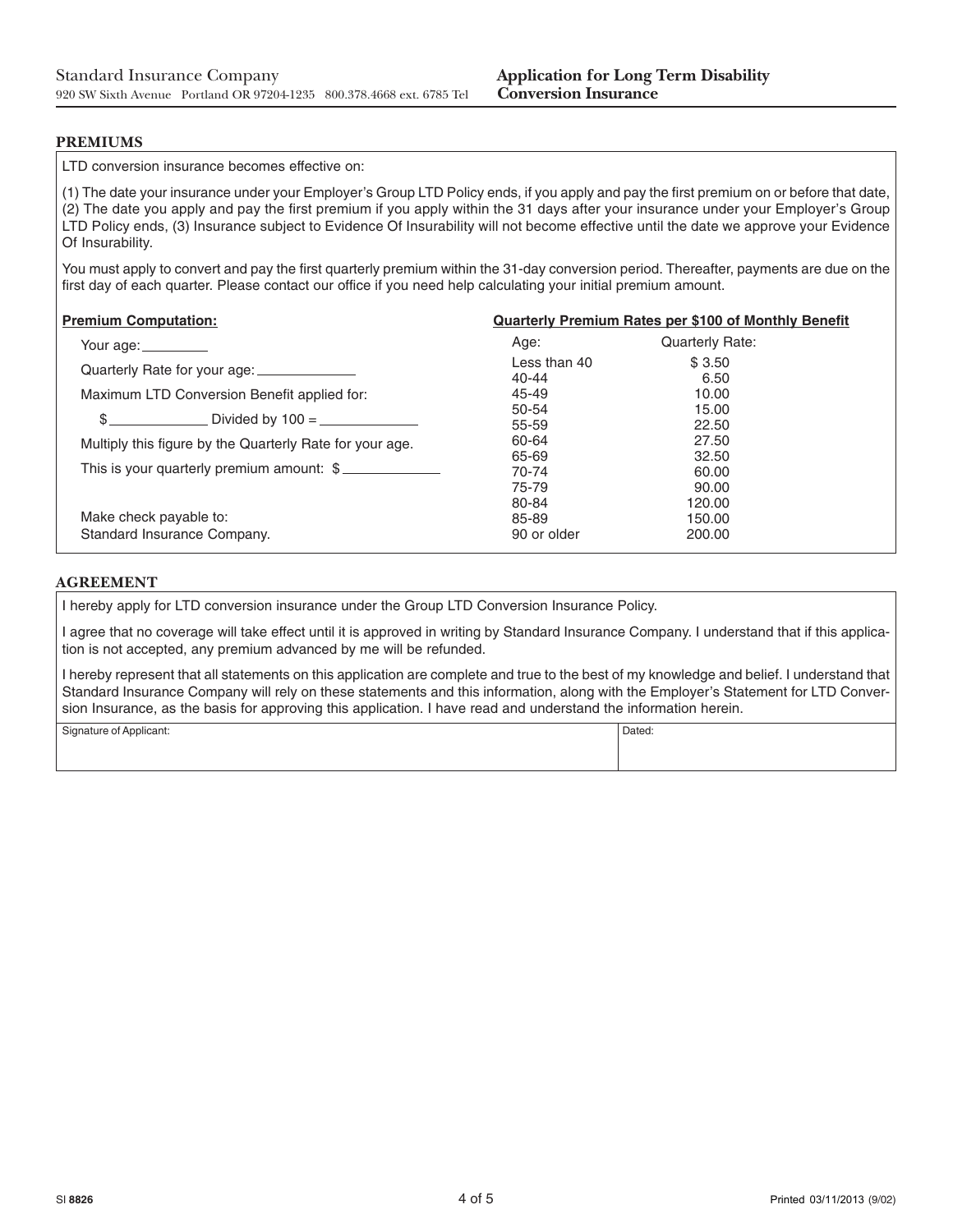Standard Insurance Company
920 SW Sixth Avenue Portland OR 97204-1235 800.378.4668 ext. 6785 Tel

**Application for Long Term Disability Conversion Insurance**

## PREMIUMS

LTD conversion insurance becomes effective on:

(1) The date your insurance under your Employer's Group LTD Policy ends, if you apply and pay the first premium on or before that date, (2) The date you apply and pay the first premium if you apply within the 31 days after your insurance under your Employer's Group LTD Policy ends, (3) Insurance subject to Evidence Of Insurability will not become effective until the date we approve your Evidence Of Insurability.

You must apply to convert and pay the first quarterly premium within the 31-day conversion period. Thereafter, payments are due on the first day of each quarter. Please contact our office if you need help calculating your initial premium amount.

**Premium Computation:**

Your age: ________

Quarterly Rate for your age: ____________

Maximum LTD Conversion Benefit applied for:

$ ____________ Divided by 100 = ____________

Multiply this figure by the Quarterly Rate for your age.

This is your quarterly premium amount: $ ____________

Make check payable to:
Standard Insurance Company.

**Quarterly Premium Rates per $100 of Monthly Benefit**

| Age: | Quarterly Rate: |
|---|---|
| Less than 40 | $ 3.50 |
| 40-44 | 6.50 |
| 45-49 | 10.00 |
| 50-54 | 15.00 |
| 55-59 | 22.50 |
| 60-64 | 27.50 |
| 65-69 | 32.50 |
| 70-74 | 60.00 |
| 75-79 | 90.00 |
| 80-84 | 120.00 |
| 85-89 | 150.00 |
| 90 or older | 200.00 |

## AGREEMENT

I hereby apply for LTD conversion insurance under the Group LTD Conversion Insurance Policy.

I agree that no coverage will take effect until it is approved in writing by Standard Insurance Company. I understand that if this application is not accepted, any premium advanced by me will be refunded.

I hereby represent that all statements on this application are complete and true to the best of my knowledge and belief. I understand that Standard Insurance Company will rely on these statements and this information, along with the Employer's Statement for LTD Conversion Insurance, as the basis for approving this application. I have read and understand the information herein.

| Signature of Applicant: | Dated: |
|---|---|
| | |

SI 8826 Printed 03/11/2013 (9/02)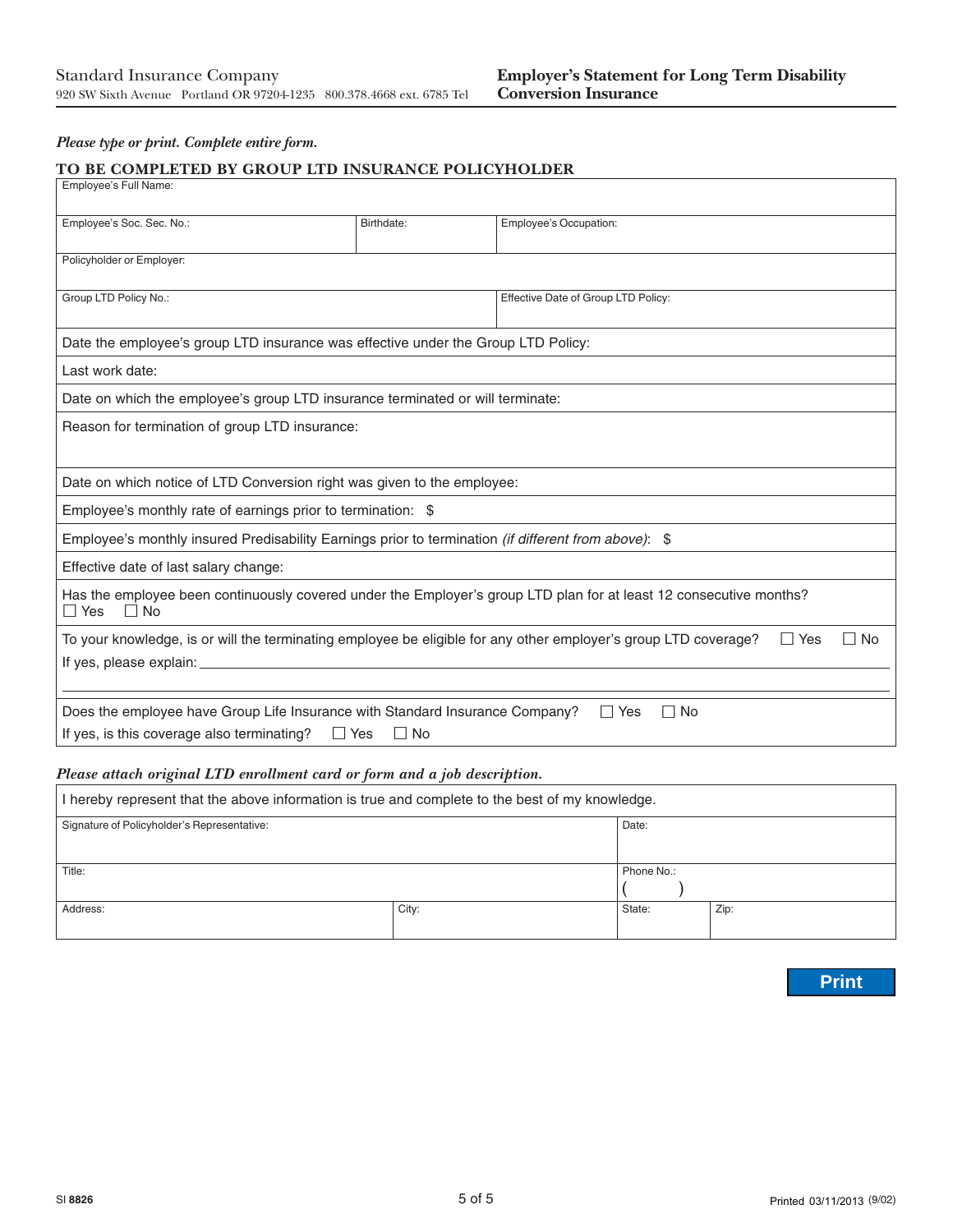Standard Insurance Company
920 SW Sixth Avenue Portland OR 97204-1235 800.378.4668 ext. 6785 Tel

**Employer's Statement for Long Term Disability Conversion Insurance**

*Please type or print. Complete entire form.*

### TO BE COMPLETED BY GROUP LTD INSURANCE POLICYHOLDER

| | | |
|---|---|---|
| Employee's Full Name: | | |
| Employee's Soc. Sec. No.: | Birthdate: | Employee's Occupation: |
| Policyholder or Employer: | | |
| Group LTD Policy No.: | | Effective Date of Group LTD Policy: |

Date the employee's group LTD insurance was effective under the Group LTD Policy:

Last work date:

Date on which the employee's group LTD insurance terminated or will terminate:

Reason for termination of group LTD insurance:

Date on which notice of LTD Conversion right was given to the employee:

Employee's monthly rate of earnings prior to termination: $

Employee's monthly insured Predisability Earnings prior to termination *(if different from above)*: $

Effective date of last salary change:

Has the employee been continuously covered under the Employer's group LTD plan for at least 12 consecutive months?
☐ Yes ☐ No

To your knowledge, is or will the terminating employee be eligible for any other employer's group LTD coverage? ☐ Yes ☐ No
If yes, please explain: ______________________________________________

Does the employee have Group Life Insurance with Standard Insurance Company? ☐ Yes ☐ No
If yes, is this coverage also terminating? ☐ Yes ☐ No

*Please attach original LTD enrollment card or form and a job description.*

I hereby represent that the above information is true and complete to the best of my knowledge.

| | | | |
|---|---|---|---|
| Signature of Policyholder's Representative: | | Date: | |
| Title: | | Phone No.: ( ) | |
| Address: | City: | State: | Zip: |

Print

SI 8826

Printed 03/11/2013 (9/02)